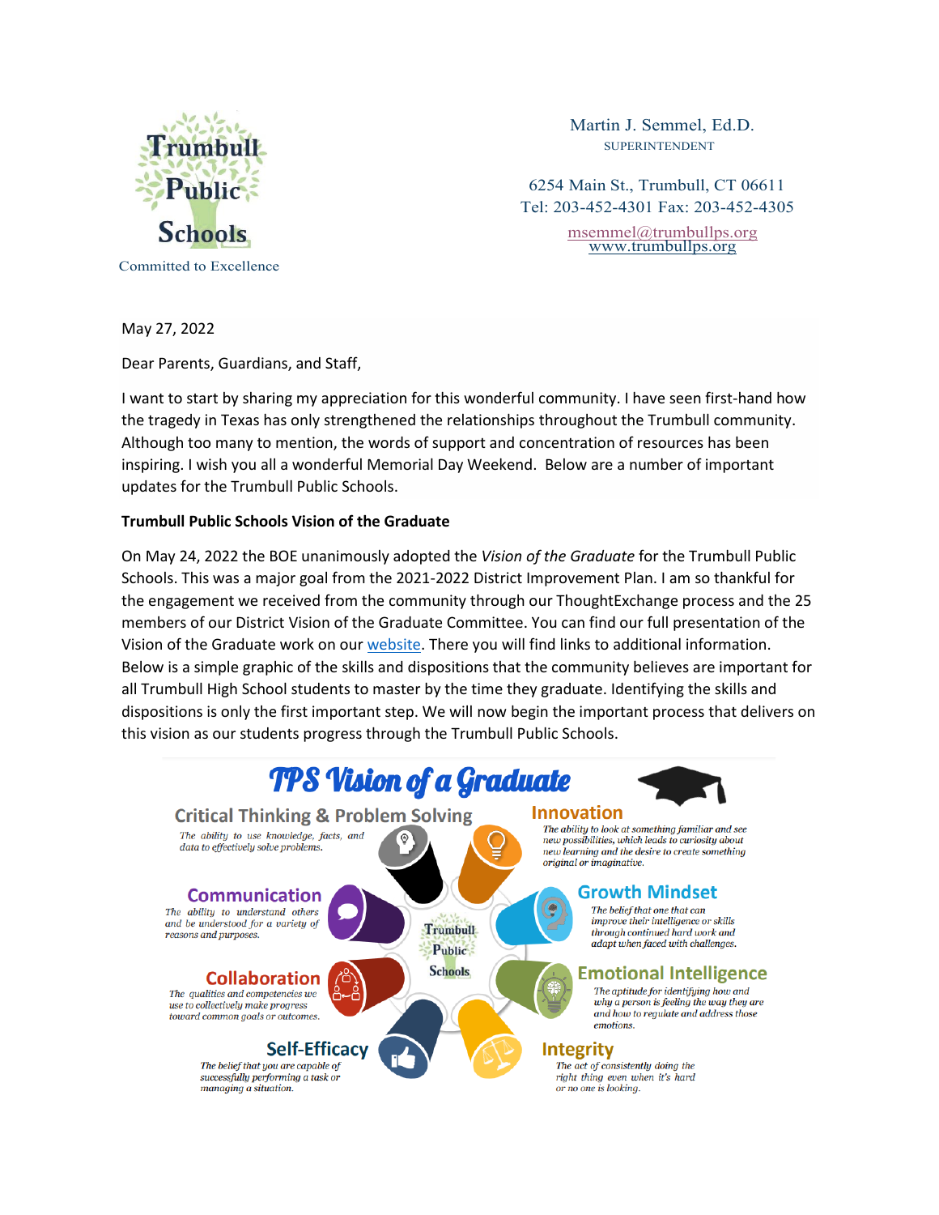Trumbull Public Schools

Committed to Excellence

Martin J. Semmel, Ed.D.
SUPERINTENDENT

6254 Main St., Trumbull, CT 06611
Tel: 203-452-4301 Fax: 203-452-4305
msemmel@trumbullps.org
www.trumbullps.org

May 27, 2022

Dear Parents, Guardians, and Staff,

I want to start by sharing my appreciation for this wonderful community. I have seen first-hand how the tragedy in Texas has only strengthened the relationships throughout the Trumbull community. Although too many to mention, the words of support and concentration of resources has been inspiring. I wish you all a wonderful Memorial Day Weekend. Below are a number of important updates for the Trumbull Public Schools.

**Trumbull Public Schools Vision of the Graduate**

On May 24, 2022 the BOE unanimously adopted the *Vision of the Graduate* for the Trumbull Public Schools. This was a major goal from the 2021-2022 District Improvement Plan. I am so thankful for the engagement we received from the community through our ThoughtExchange process and the 25 members of our District Vision of the Graduate Committee. You can find our full presentation of the Vision of the Graduate work on our website. There you will find links to additional information. Below is a simple graphic of the skills and dispositions that the community believes are important for all Trumbull High School students to master by the time they graduate. Identifying the skills and dispositions is only the first important step. We will now begin the important process that delivers on this vision as our students progress through the Trumbull Public Schools.

## TPS Vision of a Graduate

**Critical Thinking & Problem Solving**
*The ability to use knowledge, facts, and data to effectively solve problems.*

**Innovation**
*The ability to look at something familiar and see new possibilities, which leads to curiosity about new learning and the desire to create something original or imaginative.*

**Communication**
*The ability to understand others and be understood for a variety of reasons and purposes.*

**Growth Mindset**
*The belief that one that can improve their intelligence or skills through continued hard work and adapt when faced with challenges.*

**Collaboration**
*The qualities and competencies we use to collectively make progress toward common goals or outcomes.*

**Emotional Intelligence**
*The aptitude for identifying how and why a person is feeling the way they are and how to regulate and address those emotions.*

**Self-Efficacy**
*The belief that you are capable of successfully performing a task or managing a situation.*

**Integrity**
*The act of consistently doing the right thing even when it's hard or no one is looking.*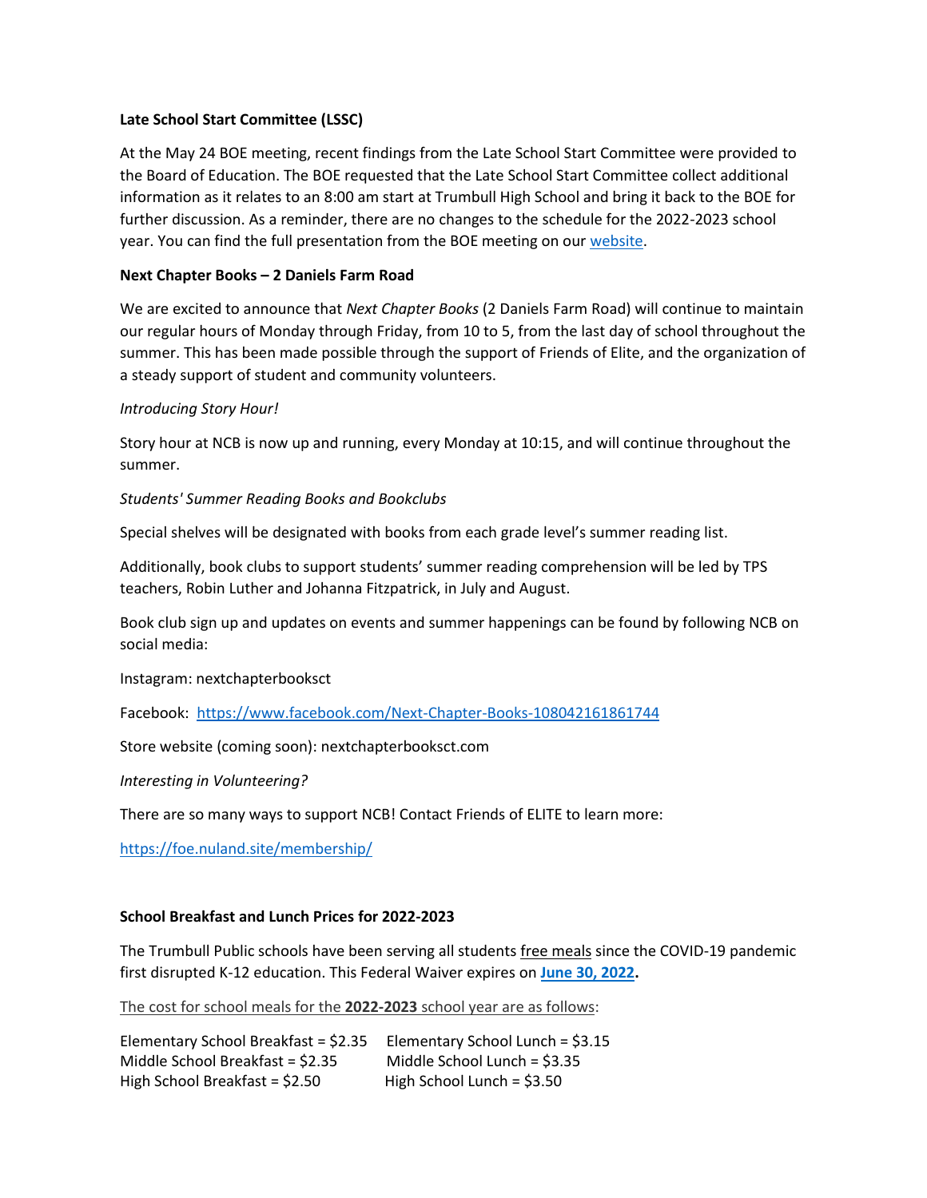**Late School Start Committee (LSSC)**

At the May 24 BOE meeting, recent findings from the Late School Start Committee were provided to the Board of Education. The BOE requested that the Late School Start Committee collect additional information as it relates to an 8:00 am start at Trumbull High School and bring it back to the BOE for further discussion. As a reminder, there are no changes to the schedule for the 2022-2023 school year. You can find the full presentation from the BOE meeting on our website.

**Next Chapter Books – 2 Daniels Farm Road**

We are excited to announce that *Next Chapter Books* (2 Daniels Farm Road) will continue to maintain our regular hours of Monday through Friday, from 10 to 5, from the last day of school throughout the summer. This has been made possible through the support of Friends of Elite, and the organization of a steady support of student and community volunteers.

*Introducing Story Hour!*

Story hour at NCB is now up and running, every Monday at 10:15, and will continue throughout the summer.

*Students' Summer Reading Books and Bookclubs*

Special shelves will be designated with books from each grade level's summer reading list.

Additionally, book clubs to support students' summer reading comprehension will be led by TPS teachers, Robin Luther and Johanna Fitzpatrick, in July and August.

Book club sign up and updates on events and summer happenings can be found by following NCB on social media:

Instagram: nextchapterbooksct

Facebook: https://www.facebook.com/Next-Chapter-Books-108042161861744

Store website (coming soon): nextchapterbooksct.com

*Interesting in Volunteering?*

There are so many ways to support NCB! Contact Friends of ELITE to learn more:

https://foe.nuland.site/membership/

**School Breakfast and Lunch Prices for 2022-2023**

The Trumbull Public schools have been serving all students free meals since the COVID-19 pandemic first disrupted K-12 education. This Federal Waiver expires on **June 30, 2022.**

The cost for school meals for the **2022-2023** school year are as follows:

Elementary School Breakfast = $2.35 Elementary School Lunch = $3.15
Middle School Breakfast = $2.35 Middle School Lunch = $3.35
High School Breakfast = $2.50 High School Lunch = $3.50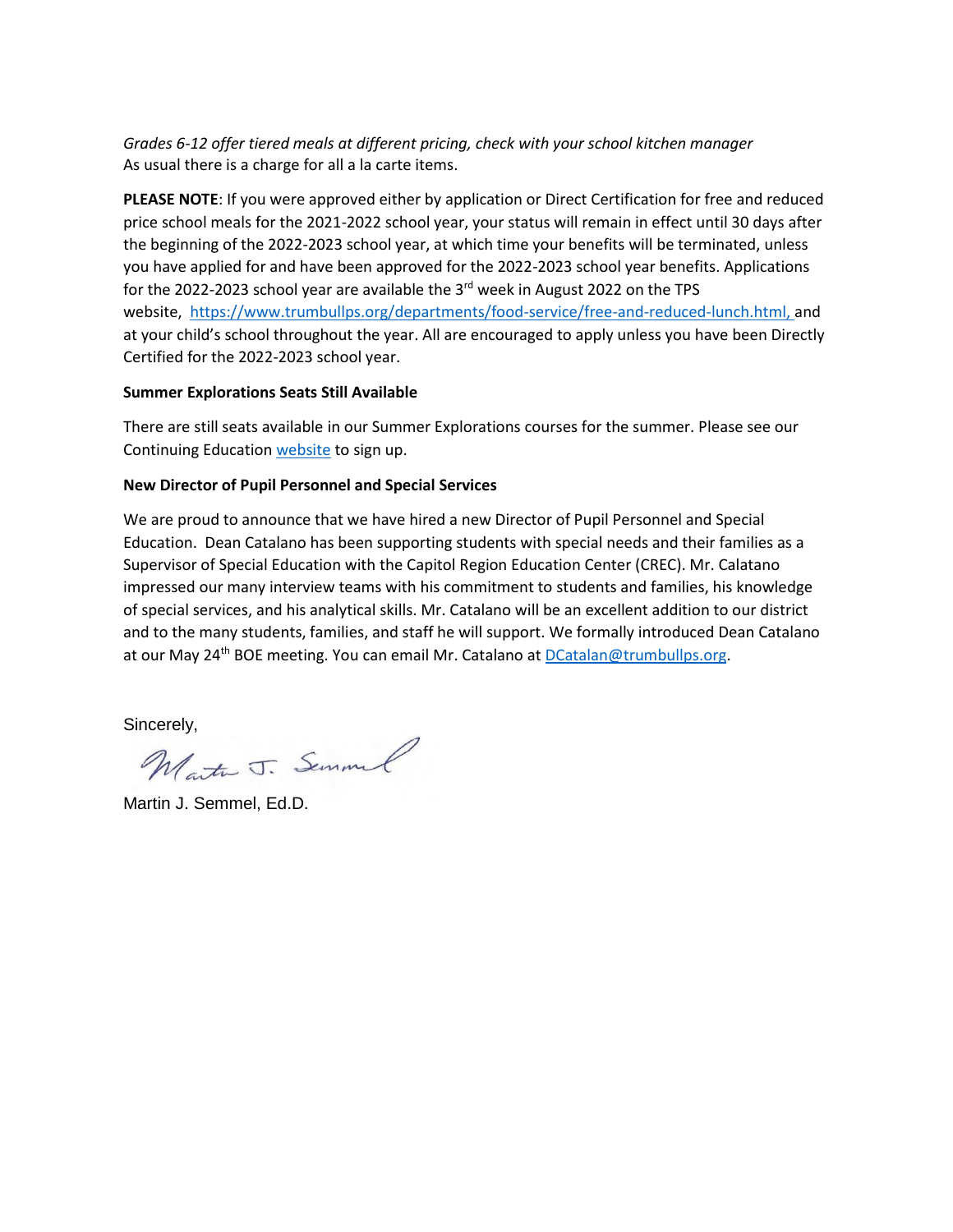*Grades 6-12 offer tiered meals at different pricing, check with your school kitchen manager*
As usual there is a charge for all a la carte items.

**PLEASE NOTE**: If you were approved either by application or Direct Certification for free and reduced price school meals for the 2021-2022 school year, your status will remain in effect until 30 days after the beginning of the 2022-2023 school year, at which time your benefits will be terminated, unless you have applied for and have been approved for the 2022-2023 school year benefits. Applications for the 2022-2023 school year are available the 3rd week in August 2022 on the TPS website, https://www.trumbullps.org/departments/food-service/free-and-reduced-lunch.html, and at your child's school throughout the year. All are encouraged to apply unless you have been Directly Certified for the 2022-2023 school year.

**Summer Explorations Seats Still Available**

There are still seats available in our Summer Explorations courses for the summer. Please see our Continuing Education website to sign up.

**New Director of Pupil Personnel and Special Services**

We are proud to announce that we have hired a new Director of Pupil Personnel and Special Education. Dean Catalano has been supporting students with special needs and their families as a Supervisor of Special Education with the Capitol Region Education Center (CREC). Mr. Calatano impressed our many interview teams with his commitment to students and families, his knowledge of special services, and his analytical skills. Mr. Catalano will be an excellent addition to our district and to the many students, families, and staff he will support. We formally introduced Dean Catalano at our May 24th BOE meeting. You can email Mr. Catalano at DCatalan@trumbullps.org.

Sincerely,

Martin J. Semmel, Ed.D.